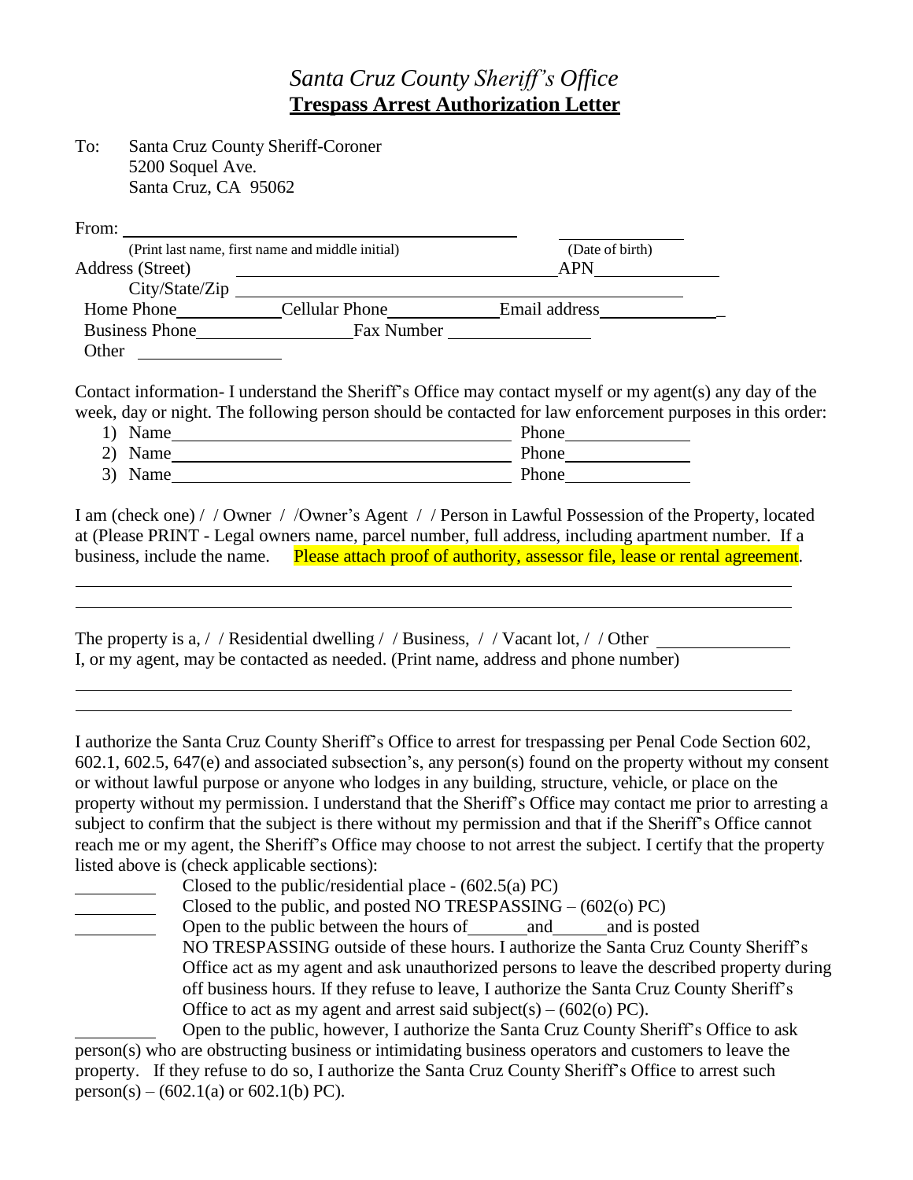# *Santa Cruz County Sheriff's Office*

## **Trespass Arrest Authorization Letter**

To: Santa Cruz County Sheriff-Coroner
5200 Soquel Ave.
Santa Cruz, CA 95062

From: ______________________________________________ ____________________
(Print last name, first name and middle initial) (Date of birth)

Address (Street) ______________________________________ APN ______________

City/State/Zip ______________________________________________

Home Phone ____________ Cellular Phone ____________ Email address ______________

Business Phone __________________ Fax Number ________________

Other ________________

Contact information- I understand the Sheriff's Office may contact myself or my agent(s) any day of the week, day or night. The following person should be contacted for law enforcement purposes in this order:

1) Name ________________________________________ Phone ______________
2) Name ________________________________________ Phone ______________
3) Name ________________________________________ Phone ______________

I am (check one) / / Owner / /Owner's Agent / / Person in Lawful Possession of the Property, located at (Please PRINT - Legal owners name, parcel number, full address, including apartment number. If a business, include the name. Please attach proof of authority, assessor file, lease or rental agreement.

______________________________________________________________________________

______________________________________________________________________________

The property is a, / / Residential dwelling / / Business, / / Vacant lot, / / Other ______________

I, or my agent, may be contacted as needed. (Print name, address and phone number)

______________________________________________________________________________

______________________________________________________________________________

I authorize the Santa Cruz County Sheriff's Office to arrest for trespassing per Penal Code Section 602, 602.1, 602.5, 647(e) and associated subsection's, any person(s) found on the property without my consent or without lawful purpose or anyone who lodges in any building, structure, vehicle, or place on the property without my permission. I understand that the Sheriff's Office may contact me prior to arresting a subject to confirm that the subject is there without my permission and that if the Sheriff's Office cannot reach me or my agent, the Sheriff's Office may choose to not arrest the subject. I certify that the property listed above is (check applicable sections):

________ Closed to the public/residential place - (602.5(a) PC)

________ Closed to the public, and posted NO TRESPASSING – (602(o) PC)

________ Open to the public between the hours of ______ and ______ and is posted NO TRESPASSING outside of these hours. I authorize the Santa Cruz County Sheriff's Office act as my agent and ask unauthorized persons to leave the described property during off business hours. If they refuse to leave, I authorize the Santa Cruz County Sheriff's Office to act as my agent and arrest said subject(s) – (602(o) PC).

________ Open to the public, however, I authorize the Santa Cruz County Sheriff's Office to ask person(s) who are obstructing business or intimidating business operators and customers to leave the property. If they refuse to do so, I authorize the Santa Cruz County Sheriff's Office to arrest such person(s) – (602.1(a) or 602.1(b) PC).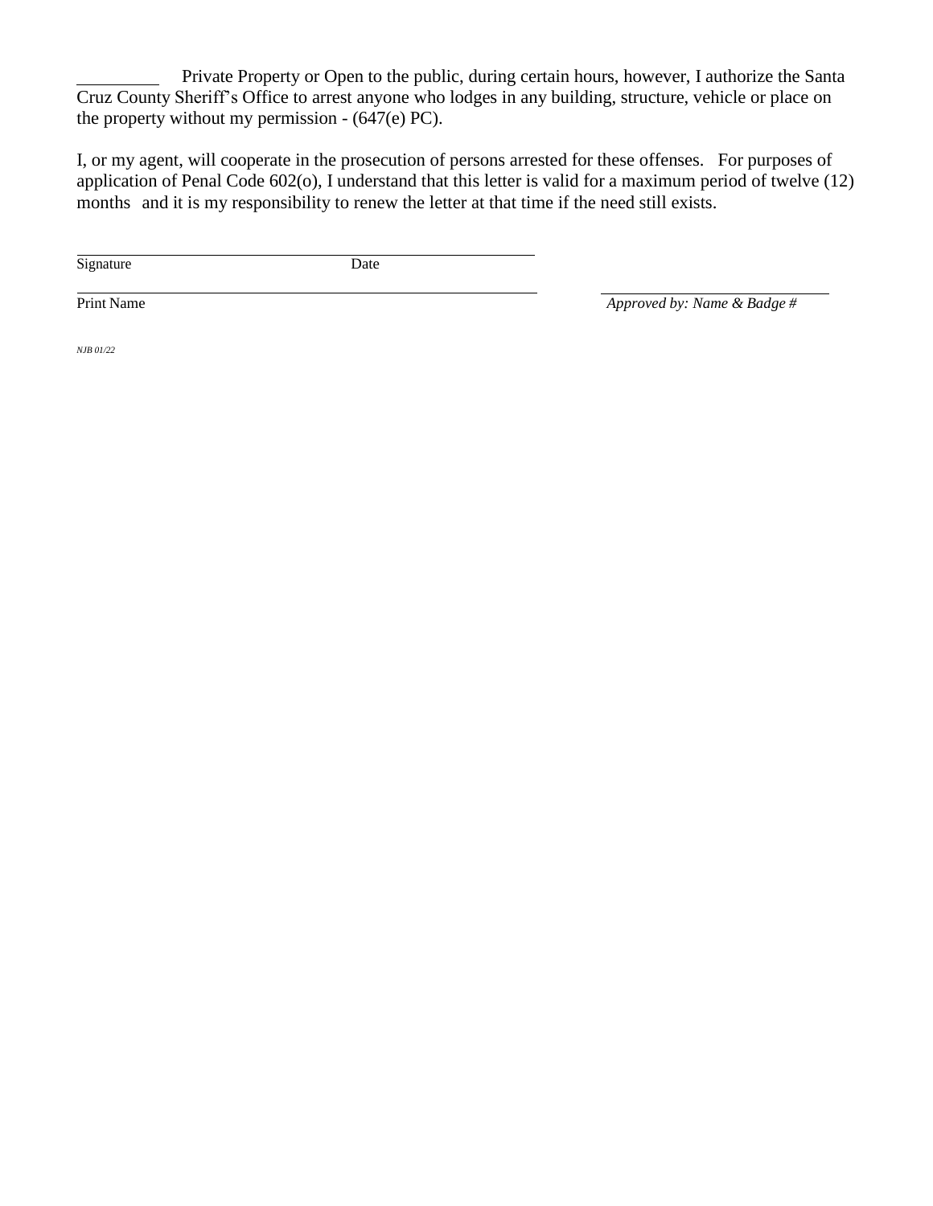__________ Private Property or Open to the public, during certain hours, however, I authorize the Santa Cruz County Sheriff's Office to arrest anyone who lodges in any building, structure, vehicle or place on the property without my permission - (647(e) PC).

I, or my agent, will cooperate in the prosecution of persons arrested for these offenses. For purposes of application of Penal Code 602(o), I understand that this letter is valid for a maximum period of twelve (12) months and it is my responsibility to renew the letter at that time if the need still exists.

______________________________________________
Signature Date

______________________________________________
Print Name

______________________________
*Approved by: Name & Badge #*

*NJB 01/22*